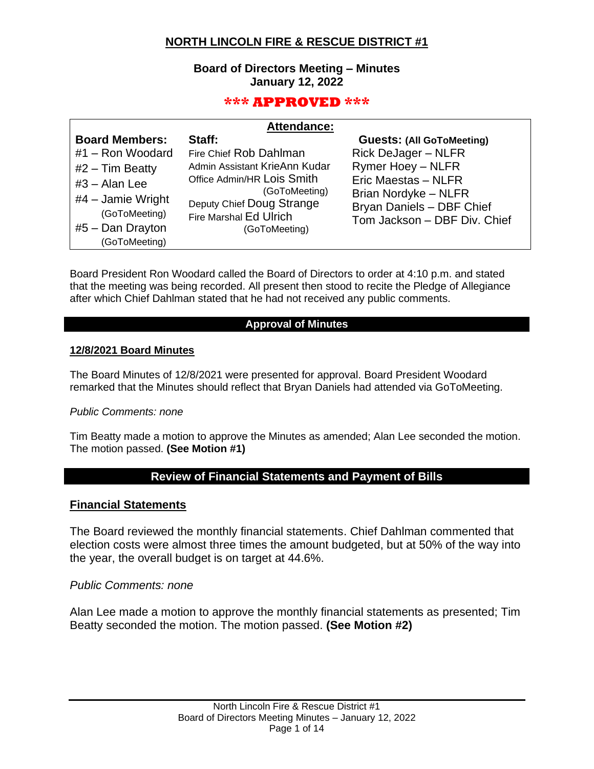# NORTH LINCOLN FIRE & RESCUE DISTRICT #1

## Board of Directors Meeting – Minutes
## January 12, 2022

**\*\*\* APPROVED \*\*\***

**Attendance:**

| Board Members: | Staff: | Guests: (All GoToMeeting) |
|---|---|---|
| #1 – Ron Woodard | Fire Chief Rob Dahlman | Rick DeJager – NLFR |
| #2 – Tim Beatty | Admin Assistant KrieAnn Kudar | Rymer Hoey – NLFR |
| #3 – Alan Lee | Office Admin/HR Lois Smith (GoToMeeting) | Eric Maestas – NLFR |
| #4 – Jamie Wright (GoToMeeting) | Deputy Chief Doug Strange | Brian Nordyke – NLFR |
| #5 – Dan Drayton (GoToMeeting) | Fire Marshal Ed Ulrich (GoToMeeting) | Bryan Daniels – DBF Chief |
| | | Tom Jackson – DBF Div. Chief |

Board President Ron Woodard called the Board of Directors to order at 4:10 p.m. and stated that the meeting was being recorded. All present then stood to recite the Pledge of Allegiance after which Chief Dahlman stated that he had not received any public comments.

## Approval of Minutes

### 12/8/2021 Board Minutes

The Board Minutes of 12/8/2021 were presented for approval. Board President Woodard remarked that the Minutes should reflect that Bryan Daniels had attended via GoToMeeting.

*Public Comments: none*

Tim Beatty made a motion to approve the Minutes as amended; Alan Lee seconded the motion. The motion passed. **(See Motion #1)**

## Review of Financial Statements and Payment of Bills

### Financial Statements

The Board reviewed the monthly financial statements. Chief Dahlman commented that election costs were almost three times the amount budgeted, but at 50% of the way into the year, the overall budget is on target at 44.6%.

*Public Comments: none*

Alan Lee made a motion to approve the monthly financial statements as presented; Tim Beatty seconded the motion. The motion passed. **(See Motion #2)**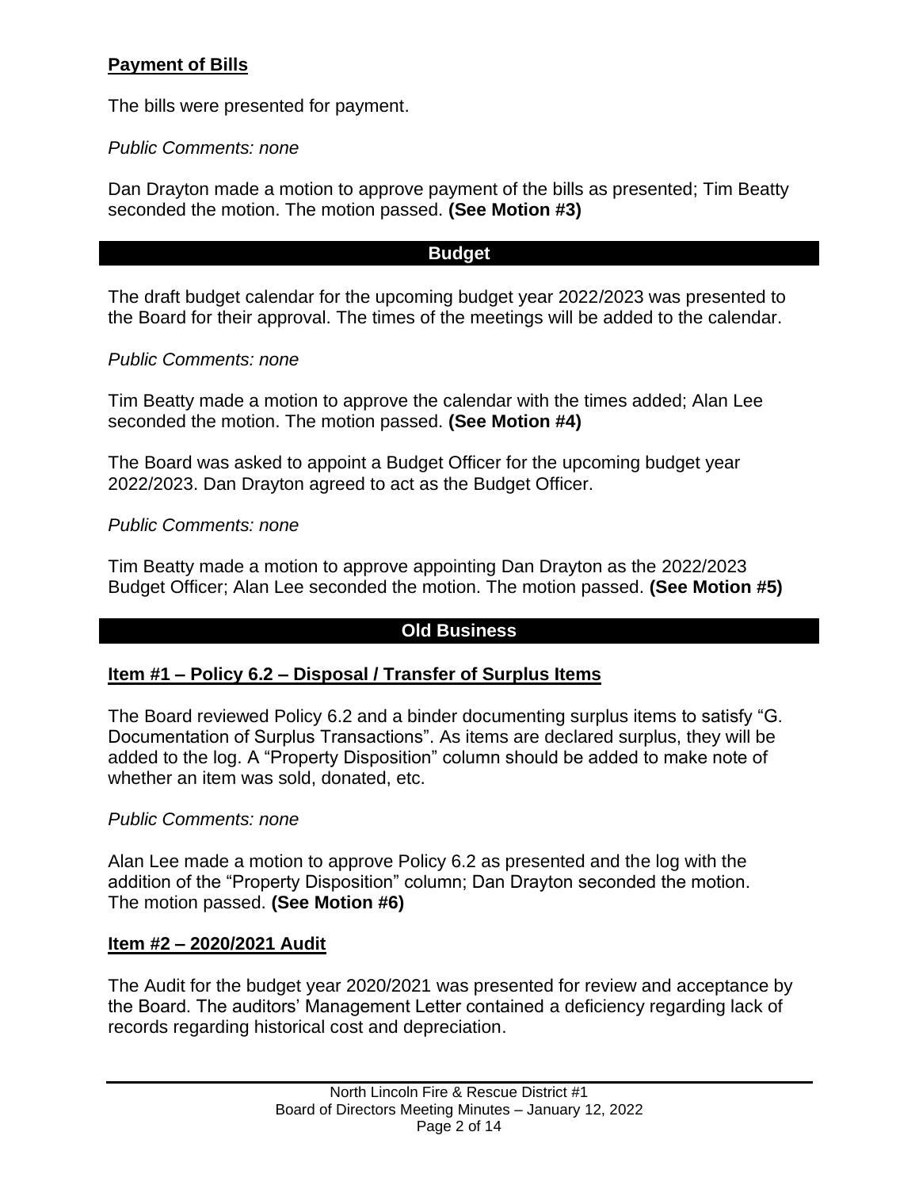**Payment of Bills**

The bills were presented for payment.

*Public Comments: none*

Dan Drayton made a motion to approve payment of the bills as presented; Tim Beatty seconded the motion. The motion passed. **(See Motion #3)**

## Budget

The draft budget calendar for the upcoming budget year 2022/2023 was presented to the Board for their approval. The times of the meetings will be added to the calendar.

*Public Comments: none*

Tim Beatty made a motion to approve the calendar with the times added; Alan Lee seconded the motion. The motion passed. **(See Motion #4)**

The Board was asked to appoint a Budget Officer for the upcoming budget year 2022/2023. Dan Drayton agreed to act as the Budget Officer.

*Public Comments: none*

Tim Beatty made a motion to approve appointing Dan Drayton as the 2022/2023 Budget Officer; Alan Lee seconded the motion. The motion passed. **(See Motion #5)**

## Old Business

**Item #1 – Policy 6.2 – Disposal / Transfer of Surplus Items**

The Board reviewed Policy 6.2 and a binder documenting surplus items to satisfy "G. Documentation of Surplus Transactions". As items are declared surplus, they will be added to the log. A "Property Disposition" column should be added to make note of whether an item was sold, donated, etc.

*Public Comments: none*

Alan Lee made a motion to approve Policy 6.2 as presented and the log with the addition of the "Property Disposition" column; Dan Drayton seconded the motion. The motion passed. **(See Motion #6)**

**Item #2 – 2020/2021 Audit**

The Audit for the budget year 2020/2021 was presented for review and acceptance by the Board. The auditors' Management Letter contained a deficiency regarding lack of records regarding historical cost and depreciation.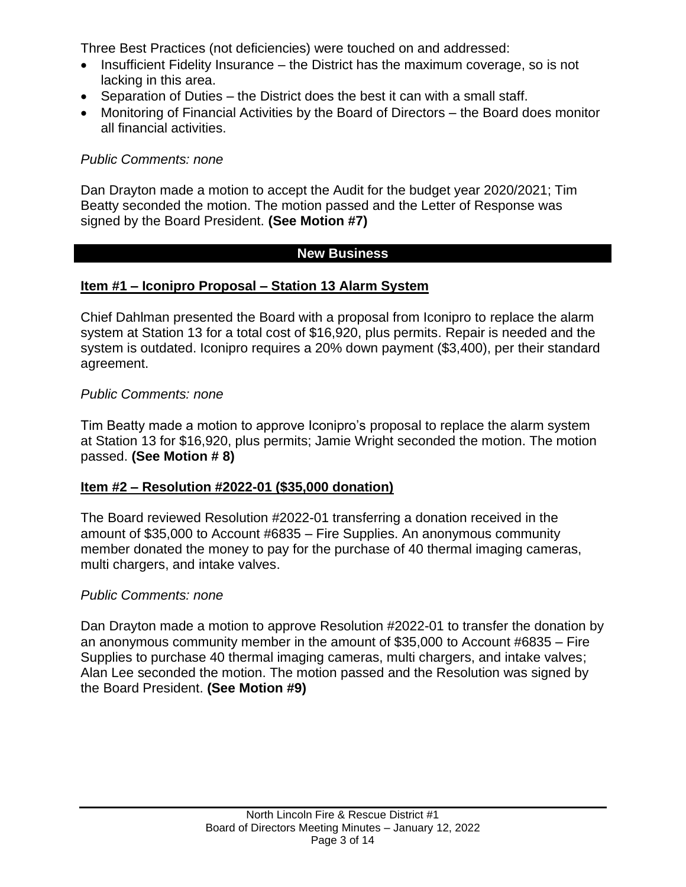Three Best Practices (not deficiencies) were touched on and addressed:

- Insufficient Fidelity Insurance – the District has the maximum coverage, so is not lacking in this area.
- Separation of Duties – the District does the best it can with a small staff.
- Monitoring of Financial Activities by the Board of Directors – the Board does monitor all financial activities.

*Public Comments: none*

Dan Drayton made a motion to accept the Audit for the budget year 2020/2021; Tim Beatty seconded the motion. The motion passed and the Letter of Response was signed by the Board President. **(See Motion #7)**

## New Business

### Item #1 – Iconipro Proposal – Station 13 Alarm System

Chief Dahlman presented the Board with a proposal from Iconipro to replace the alarm system at Station 13 for a total cost of $16,920, plus permits. Repair is needed and the system is outdated. Iconipro requires a 20% down payment ($3,400), per their standard agreement.

*Public Comments: none*

Tim Beatty made a motion to approve Iconipro's proposal to replace the alarm system at Station 13 for $16,920, plus permits; Jamie Wright seconded the motion. The motion passed. **(See Motion # 8)**

### Item #2 – Resolution #2022-01 ($35,000 donation)

The Board reviewed Resolution #2022-01 transferring a donation received in the amount of $35,000 to Account #6835 – Fire Supplies. An anonymous community member donated the money to pay for the purchase of 40 thermal imaging cameras, multi chargers, and intake valves.

*Public Comments: none*

Dan Drayton made a motion to approve Resolution #2022-01 to transfer the donation by an anonymous community member in the amount of $35,000 to Account #6835 – Fire Supplies to purchase 40 thermal imaging cameras, multi chargers, and intake valves; Alan Lee seconded the motion. The motion passed and the Resolution was signed by the Board President. **(See Motion #9)**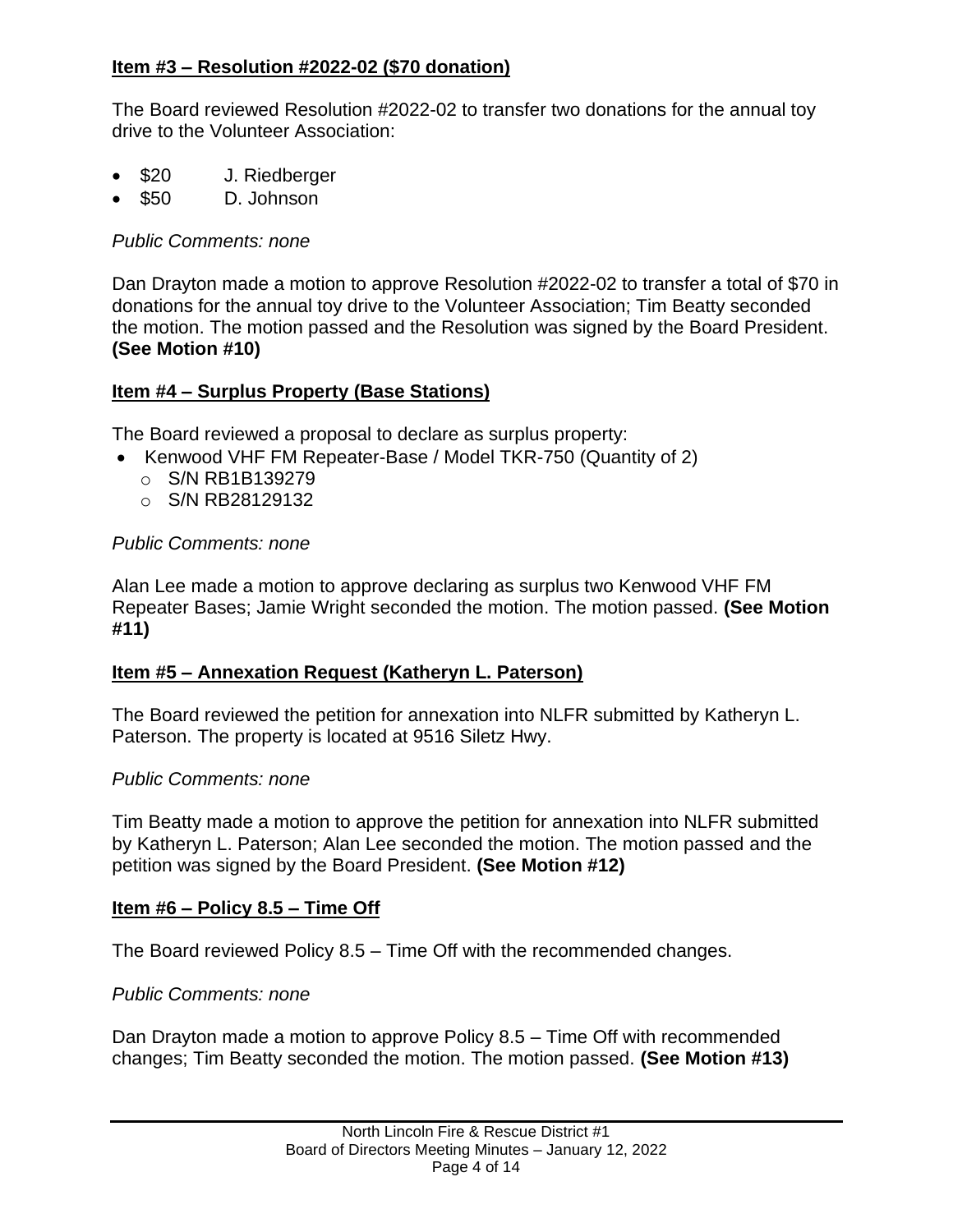**Item #3 – Resolution #2022-02 ($70 donation)**

The Board reviewed Resolution #2022-02 to transfer two donations for the annual toy drive to the Volunteer Association:

- $20 J. Riedberger
- $50 D. Johnson

*Public Comments: none*

Dan Drayton made a motion to approve Resolution #2022-02 to transfer a total of $70 in donations for the annual toy drive to the Volunteer Association; Tim Beatty seconded the motion. The motion passed and the Resolution was signed by the Board President. **(See Motion #10)**

**Item #4 – Surplus Property (Base Stations)**

The Board reviewed a proposal to declare as surplus property:

- Kenwood VHF FM Repeater-Base / Model TKR-750 (Quantity of 2)
  - S/N RB1B139279
  - S/N RB28129132

*Public Comments: none*

Alan Lee made a motion to approve declaring as surplus two Kenwood VHF FM Repeater Bases; Jamie Wright seconded the motion. The motion passed. **(See Motion #11)**

**Item #5 – Annexation Request (Katheryn L. Paterson)**

The Board reviewed the petition for annexation into NLFR submitted by Katheryn L. Paterson. The property is located at 9516 Siletz Hwy.

*Public Comments: none*

Tim Beatty made a motion to approve the petition for annexation into NLFR submitted by Katheryn L. Paterson; Alan Lee seconded the motion. The motion passed and the petition was signed by the Board President. **(See Motion #12)**

**Item #6 – Policy 8.5 – Time Off**

The Board reviewed Policy 8.5 – Time Off with the recommended changes.

*Public Comments: none*

Dan Drayton made a motion to approve Policy 8.5 – Time Off with recommended changes; Tim Beatty seconded the motion. The motion passed. **(See Motion #13)**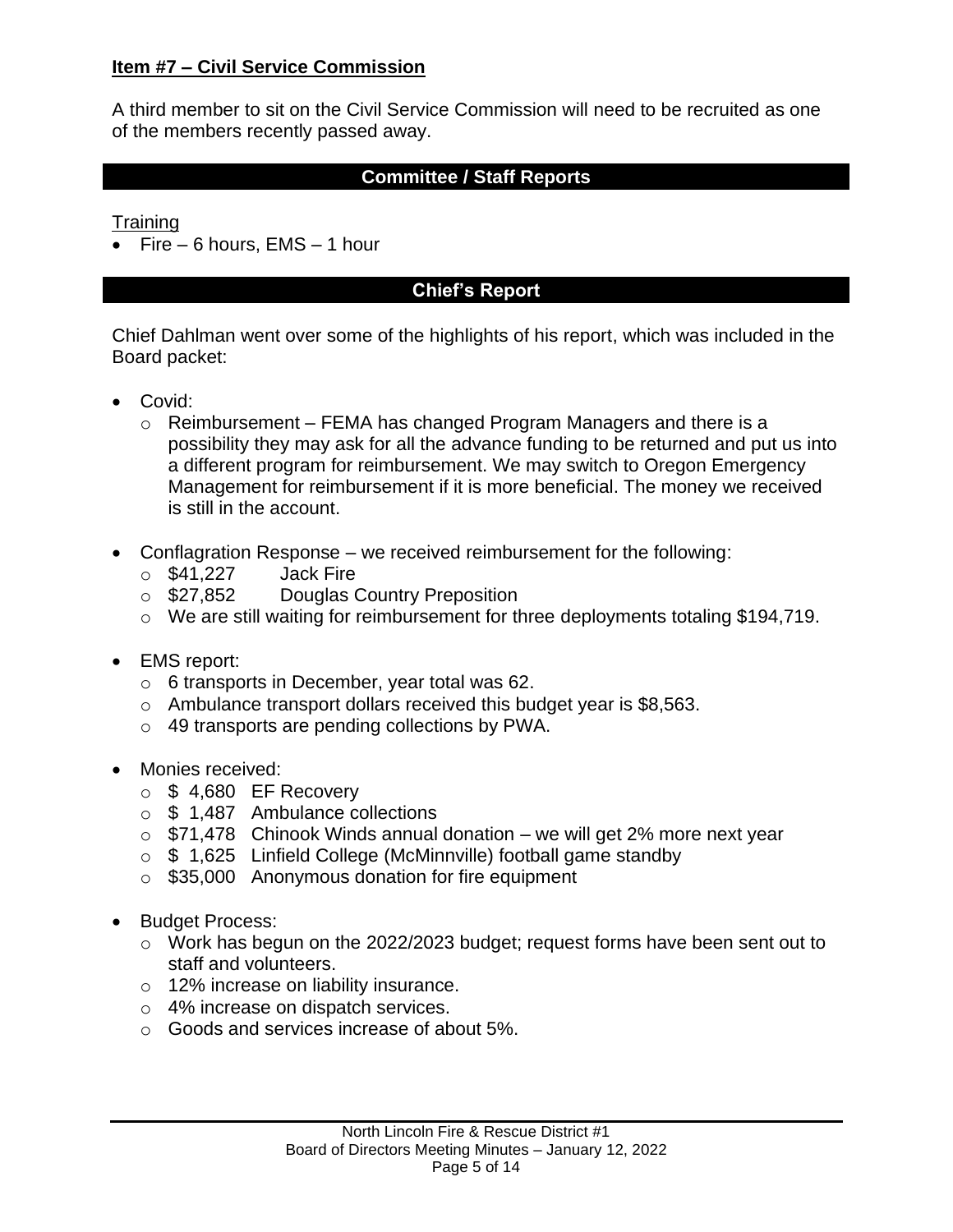**Item #7 – Civil Service Commission**

A third member to sit on the Civil Service Commission will need to be recruited as one of the members recently passed away.

## Committee / Staff Reports

Training

- Fire – 6 hours, EMS – 1 hour

## Chief's Report

Chief Dahlman went over some of the highlights of his report, which was included in the Board packet:

- Covid:
  - Reimbursement – FEMA has changed Program Managers and there is a possibility they may ask for all the advance funding to be returned and put us into a different program for reimbursement. We may switch to Oregon Emergency Management for reimbursement if it is more beneficial. The money we received is still in the account.

- Conflagration Response – we received reimbursement for the following:
  - $41,227 Jack Fire
  - $27,852 Douglas Country Preposition
  - We are still waiting for reimbursement for three deployments totaling $194,719.

- EMS report:
  - 6 transports in December, year total was 62.
  - Ambulance transport dollars received this budget year is $8,563.
  - 49 transports are pending collections by PWA.

- Monies received:
  - $ 4,680 EF Recovery
  - $ 1,487 Ambulance collections
  - $71,478 Chinook Winds annual donation – we will get 2% more next year
  - $ 1,625 Linfield College (McMinnville) football game standby
  - $35,000 Anonymous donation for fire equipment

- Budget Process:
  - Work has begun on the 2022/2023 budget; request forms have been sent out to staff and volunteers.
  - 12% increase on liability insurance.
  - 4% increase on dispatch services.
  - Goods and services increase of about 5%.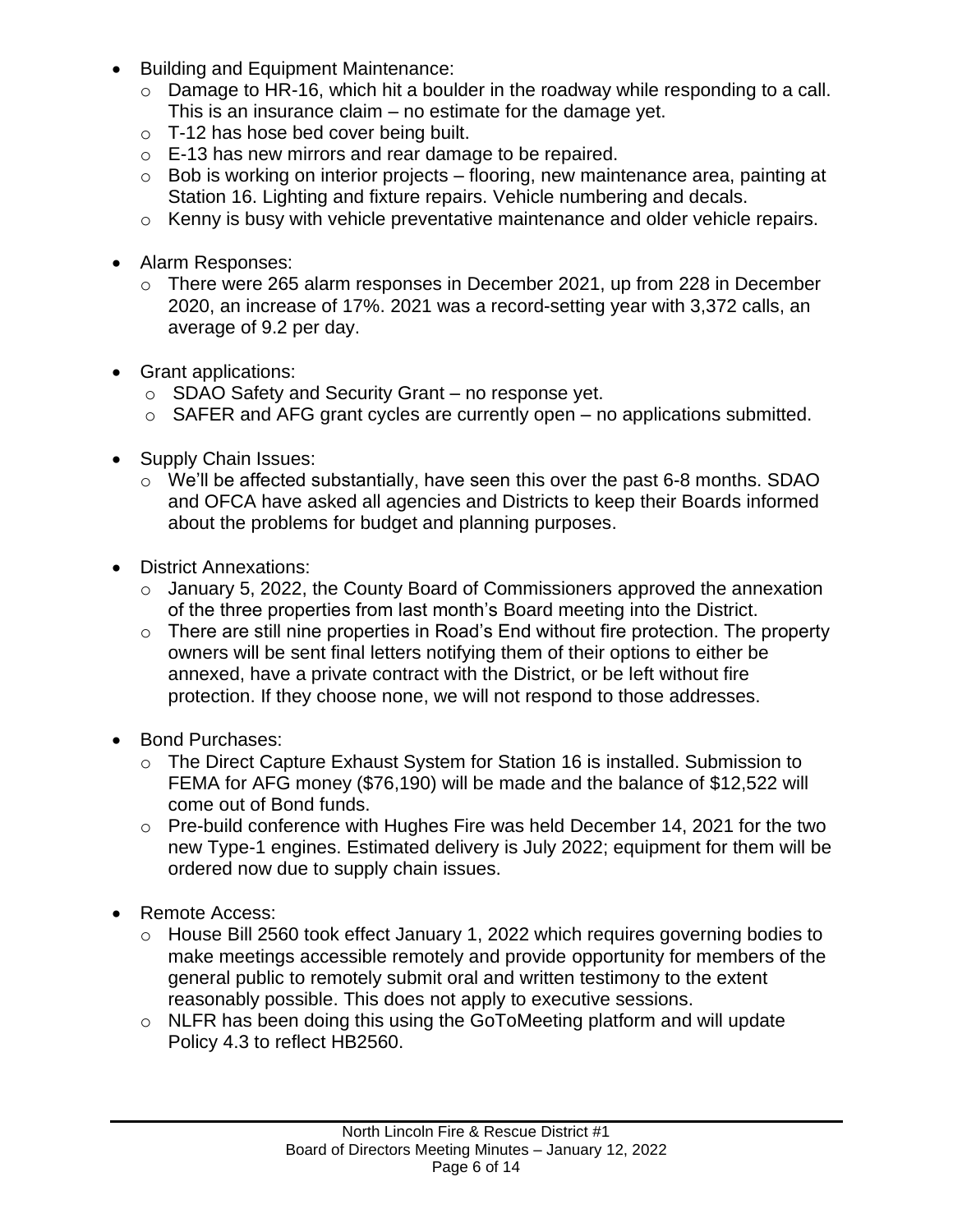- Building and Equipment Maintenance:
  - Damage to HR-16, which hit a boulder in the roadway while responding to a call. This is an insurance claim – no estimate for the damage yet.
  - T-12 has hose bed cover being built.
  - E-13 has new mirrors and rear damage to be repaired.
  - Bob is working on interior projects – flooring, new maintenance area, painting at Station 16. Lighting and fixture repairs. Vehicle numbering and decals.
  - Kenny is busy with vehicle preventative maintenance and older vehicle repairs.

- Alarm Responses:
  - There were 265 alarm responses in December 2021, up from 228 in December 2020, an increase of 17%. 2021 was a record-setting year with 3,372 calls, an average of 9.2 per day.

- Grant applications:
  - SDAO Safety and Security Grant – no response yet.
  - SAFER and AFG grant cycles are currently open – no applications submitted.

- Supply Chain Issues:
  - We'll be affected substantially, have seen this over the past 6-8 months. SDAO and OFCA have asked all agencies and Districts to keep their Boards informed about the problems for budget and planning purposes.

- District Annexations:
  - January 5, 2022, the County Board of Commissioners approved the annexation of the three properties from last month's Board meeting into the District.
  - There are still nine properties in Road's End without fire protection. The property owners will be sent final letters notifying them of their options to either be annexed, have a private contract with the District, or be left without fire protection. If they choose none, we will not respond to those addresses.

- Bond Purchases:
  - The Direct Capture Exhaust System for Station 16 is installed. Submission to FEMA for AFG money ($76,190) will be made and the balance of $12,522 will come out of Bond funds.
  - Pre-build conference with Hughes Fire was held December 14, 2021 for the two new Type-1 engines. Estimated delivery is July 2022; equipment for them will be ordered now due to supply chain issues.

- Remote Access:
  - House Bill 2560 took effect January 1, 2022 which requires governing bodies to make meetings accessible remotely and provide opportunity for members of the general public to remotely submit oral and written testimony to the extent reasonably possible. This does not apply to executive sessions.
  - NLFR has been doing this using the GoToMeeting platform and will update Policy 4.3 to reflect HB2560.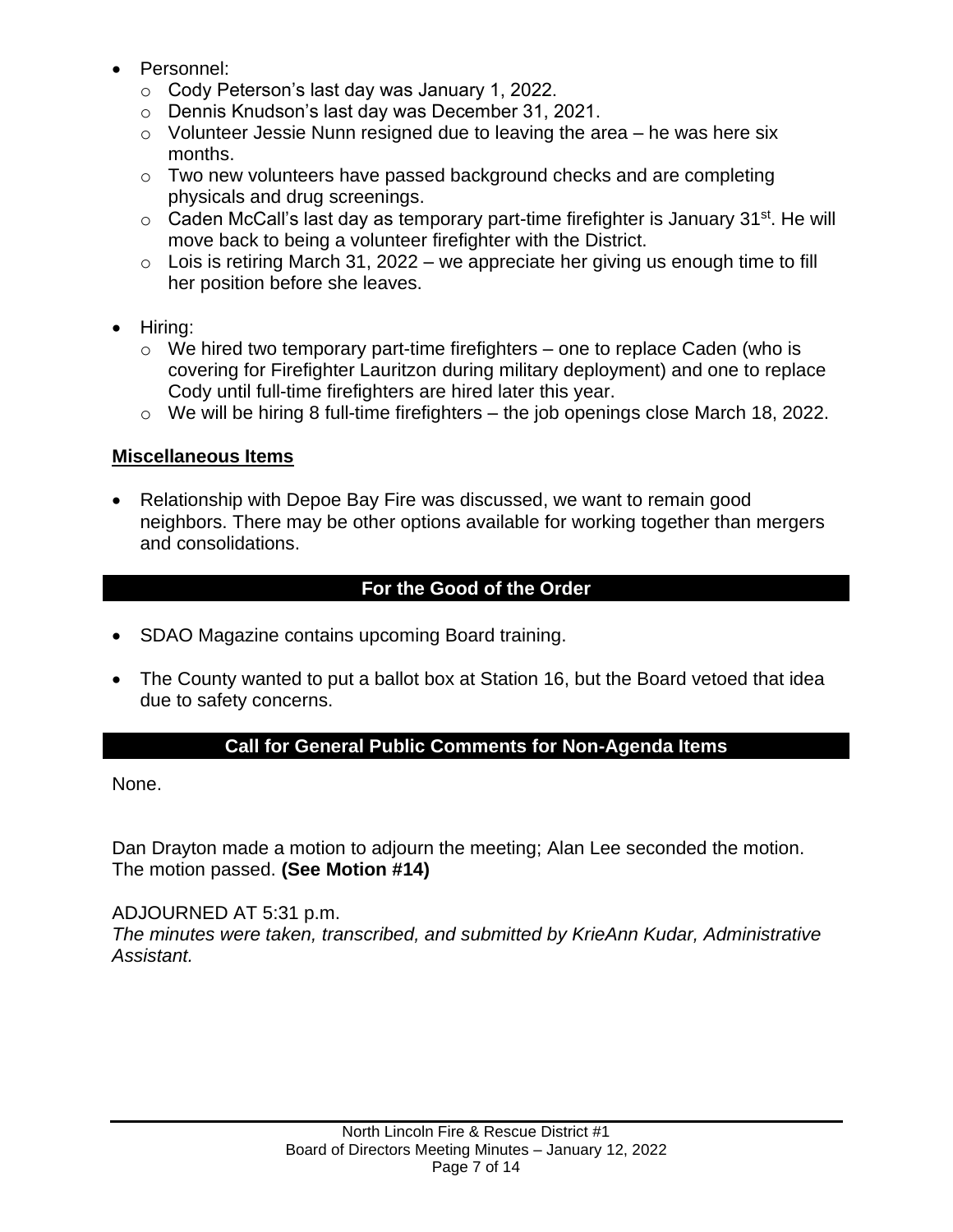- Personnel:
  - Cody Peterson's last day was January 1, 2022.
  - Dennis Knudson's last day was December 31, 2021.
  - Volunteer Jessie Nunn resigned due to leaving the area – he was here six months.
  - Two new volunteers have passed background checks and are completing physicals and drug screenings.
  - Caden McCall's last day as temporary part-time firefighter is January 31st. He will move back to being a volunteer firefighter with the District.
  - Lois is retiring March 31, 2022 – we appreciate her giving us enough time to fill her position before she leaves.

- Hiring:
  - We hired two temporary part-time firefighters – one to replace Caden (who is covering for Firefighter Lauritzon during military deployment) and one to replace Cody until full-time firefighters are hired later this year.
  - We will be hiring 8 full-time firefighters – the job openings close March 18, 2022.

**Miscellaneous Items**

- Relationship with Depoe Bay Fire was discussed, we want to remain good neighbors. There may be other options available for working together than mergers and consolidations.

## For the Good of the Order

- SDAO Magazine contains upcoming Board training.

- The County wanted to put a ballot box at Station 16, but the Board vetoed that idea due to safety concerns.

## Call for General Public Comments for Non-Agenda Items

None.

Dan Drayton made a motion to adjourn the meeting; Alan Lee seconded the motion. The motion passed. **(See Motion #14)**

ADJOURNED AT 5:31 p.m.
*The minutes were taken, transcribed, and submitted by KrieAnn Kudar, Administrative Assistant.*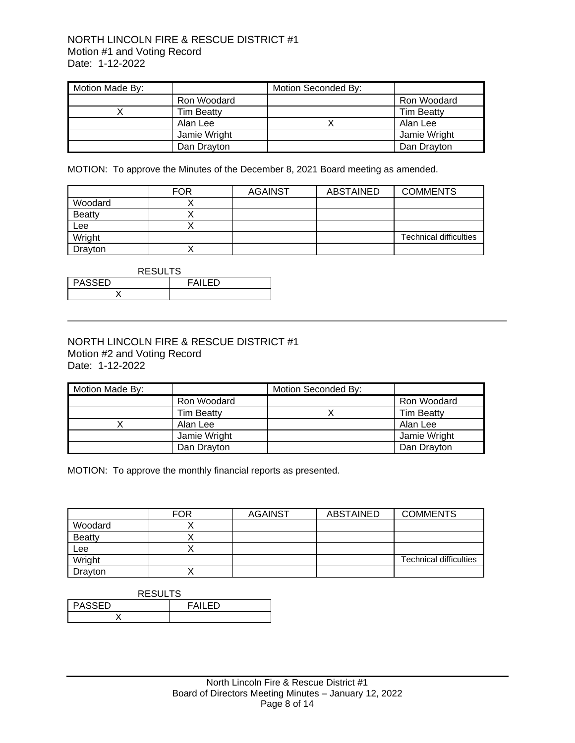NORTH LINCOLN FIRE & RESCUE DISTRICT #1
Motion #1 and Voting Record
Date: 1-12-2022

| Motion Made By: | | Motion Seconded By: | |
|---|---|---|---|
| | Ron Woodard | | Ron Woodard |
| X | Tim Beatty | | Tim Beatty |
| | Alan Lee | X | Alan Lee |
| | Jamie Wright | | Jamie Wright |
| | Dan Drayton | | Dan Drayton |

MOTION: To approve the Minutes of the December 8, 2021 Board meeting as amended.

| | FOR | AGAINST | ABSTAINED | COMMENTS |
|---|---|---|---|---|
| Woodard | X | | | |
| Beatty | X | | | |
| Lee | X | | | |
| Wright | | | | Technical difficulties |
| Drayton | X | | | |

RESULTS

| PASSED | FAILED |
|---|---|
| X | |

---

NORTH LINCOLN FIRE & RESCUE DISTRICT #1
Motion #2 and Voting Record
Date: 1-12-2022

| Motion Made By: | | Motion Seconded By: | |
|---|---|---|---|
| | Ron Woodard | | Ron Woodard |
| | Tim Beatty | X | Tim Beatty |
| X | Alan Lee | | Alan Lee |
| | Jamie Wright | | Jamie Wright |
| | Dan Drayton | | Dan Drayton |

MOTION: To approve the monthly financial reports as presented.

| | FOR | AGAINST | ABSTAINED | COMMENTS |
|---|---|---|---|---|
| Woodard | X | | | |
| Beatty | X | | | |
| Lee | X | | | |
| Wright | | | | Technical difficulties |
| Drayton | X | | | |

RESULTS

| PASSED | FAILED |
|---|---|
| X | |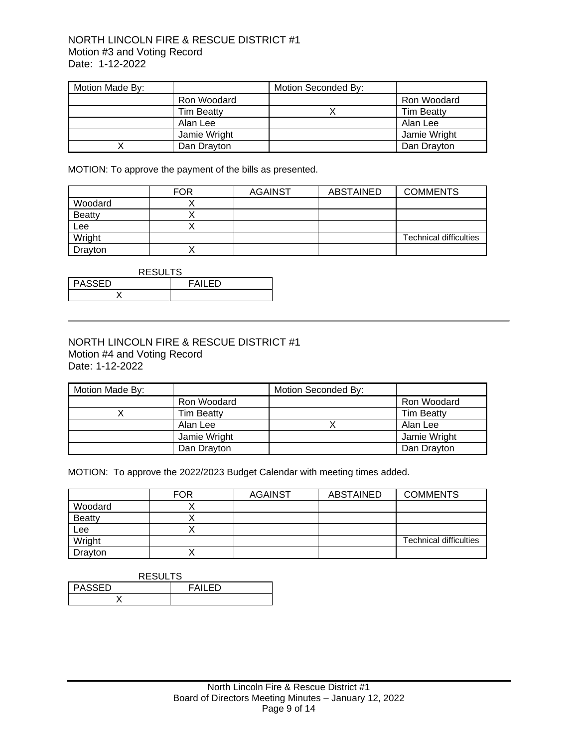NORTH LINCOLN FIRE & RESCUE DISTRICT #1
Motion #3 and Voting Record
Date: 1-12-2022

| Motion Made By: | | Motion Seconded By: | |
|---|---|---|---|
| | Ron Woodard | | Ron Woodard |
| | Tim Beatty | X | Tim Beatty |
| | Alan Lee | | Alan Lee |
| | Jamie Wright | | Jamie Wright |
| X | Dan Drayton | | Dan Drayton |

MOTION: To approve the payment of the bills as presented.

| | FOR | AGAINST | ABSTAINED | COMMENTS |
|---|---|---|---|---|
| Woodard | X | | | |
| Beatty | X | | | |
| Lee | X | | | |
| Wright | | | | Technical difficulties |
| Drayton | X | | | |

RESULTS

| PASSED | FAILED |
|---|---|
| X | |

---

NORTH LINCOLN FIRE & RESCUE DISTRICT #1
Motion #4 and Voting Record
Date: 1-12-2022

| Motion Made By: | | Motion Seconded By: | |
|---|---|---|---|
| | Ron Woodard | | Ron Woodard |
| X | Tim Beatty | | Tim Beatty |
| | Alan Lee | X | Alan Lee |
| | Jamie Wright | | Jamie Wright |
| | Dan Drayton | | Dan Drayton |

MOTION: To approve the 2022/2023 Budget Calendar with meeting times added.

| | FOR | AGAINST | ABSTAINED | COMMENTS |
|---|---|---|---|---|
| Woodard | X | | | |
| Beatty | X | | | |
| Lee | X | | | |
| Wright | | | | Technical difficulties |
| Drayton | X | | | |

RESULTS

| PASSED | FAILED |
|---|---|
| X | |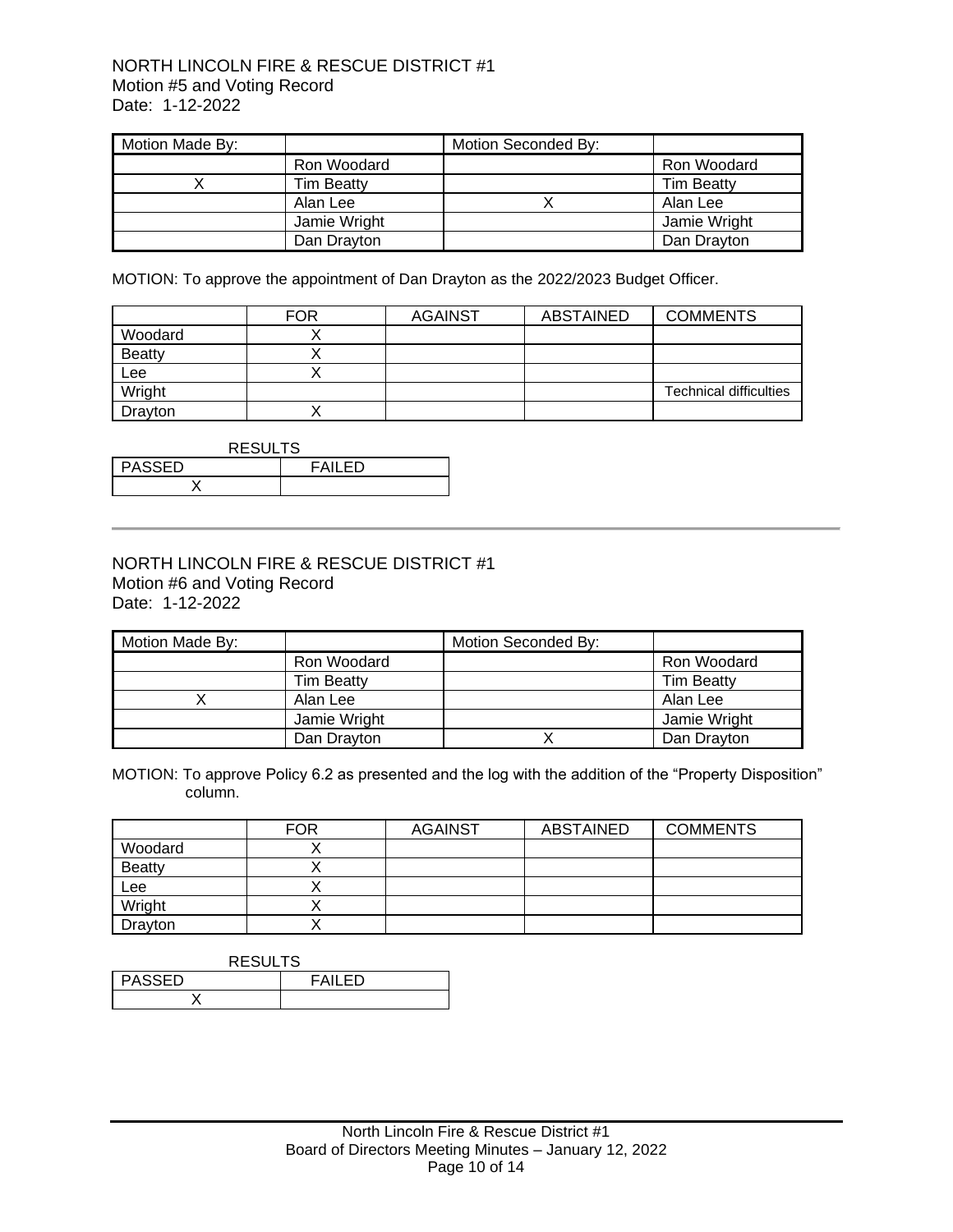NORTH LINCOLN FIRE & RESCUE DISTRICT #1
Motion #5 and Voting Record
Date: 1-12-2022

| Motion Made By: | | Motion Seconded By: | |
|---|---|---|---|
| | Ron Woodard | | Ron Woodard |
| X | Tim Beatty | | Tim Beatty |
| | Alan Lee | X | Alan Lee |
| | Jamie Wright | | Jamie Wright |
| | Dan Drayton | | Dan Drayton |

MOTION: To approve the appointment of Dan Drayton as the 2022/2023 Budget Officer.

| | FOR | AGAINST | ABSTAINED | COMMENTS |
|---|---|---|---|---|
| Woodard | X | | | |
| Beatty | X | | | |
| Lee | X | | | |
| Wright | | | | Technical difficulties |
| Drayton | X | | | |

RESULTS

| PASSED | FAILED |
|---|---|
| X | |

---

NORTH LINCOLN FIRE & RESCUE DISTRICT #1
Motion #6 and Voting Record
Date: 1-12-2022

| Motion Made By: | | Motion Seconded By: | |
|---|---|---|---|
| | Ron Woodard | | Ron Woodard |
| | Tim Beatty | | Tim Beatty |
| X | Alan Lee | | Alan Lee |
| | Jamie Wright | | Jamie Wright |
| | Dan Drayton | X | Dan Drayton |

MOTION: To approve Policy 6.2 as presented and the log with the addition of the "Property Disposition" column.

| | FOR | AGAINST | ABSTAINED | COMMENTS |
|---|---|---|---|---|
| Woodard | X | | | |
| Beatty | X | | | |
| Lee | X | | | |
| Wright | X | | | |
| Drayton | X | | | |

RESULTS

| PASSED | FAILED |
|---|---|
| X | |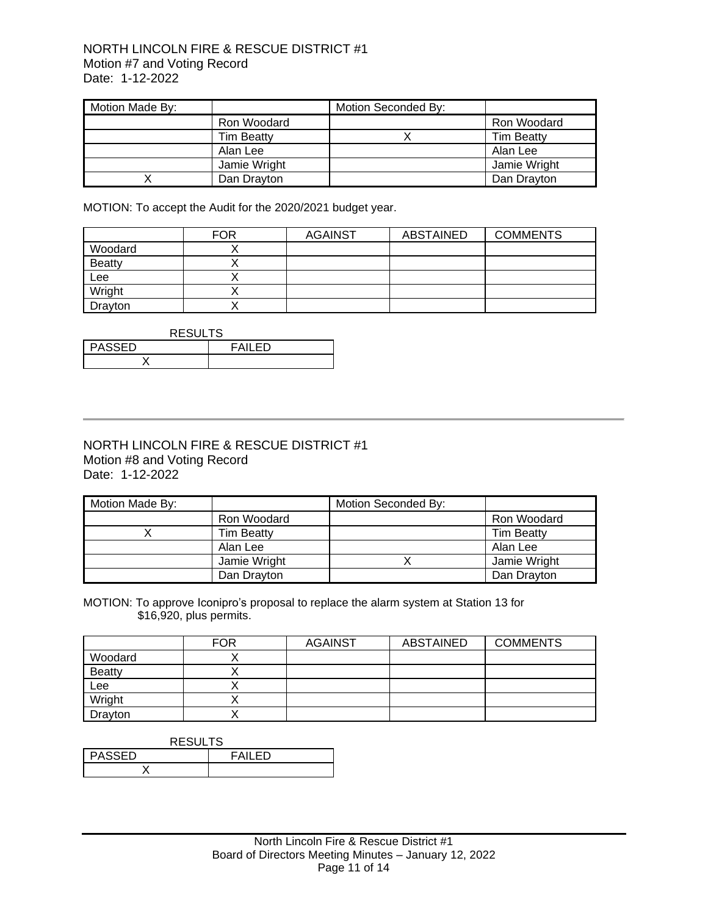NORTH LINCOLN FIRE & RESCUE DISTRICT #1
Motion #7 and Voting Record
Date: 1-12-2022

| Motion Made By: | | Motion Seconded By: | |
|---|---|---|---|
| | Ron Woodard | | Ron Woodard |
| | Tim Beatty | X | Tim Beatty |
| | Alan Lee | | Alan Lee |
| | Jamie Wright | | Jamie Wright |
| X | Dan Drayton | | Dan Drayton |

MOTION: To accept the Audit for the 2020/2021 budget year.

| | FOR | AGAINST | ABSTAINED | COMMENTS |
|---|---|---|---|---|
| Woodard | X | | | |
| Beatty | X | | | |
| Lee | X | | | |
| Wright | X | | | |
| Drayton | X | | | |

RESULTS

| PASSED | FAILED |
|---|---|
| X | |

---

NORTH LINCOLN FIRE & RESCUE DISTRICT #1
Motion #8 and Voting Record
Date: 1-12-2022

| Motion Made By: | | Motion Seconded By: | |
|---|---|---|---|
| | Ron Woodard | | Ron Woodard |
| X | Tim Beatty | | Tim Beatty |
| | Alan Lee | | Alan Lee |
| | Jamie Wright | X | Jamie Wright |
| | Dan Drayton | | Dan Drayton |

MOTION: To approve Iconipro's proposal to replace the alarm system at Station 13 for $16,920, plus permits.

| | FOR | AGAINST | ABSTAINED | COMMENTS |
|---|---|---|---|---|
| Woodard | X | | | |
| Beatty | X | | | |
| Lee | X | | | |
| Wright | X | | | |
| Drayton | X | | | |

RESULTS

| PASSED | FAILED |
|---|---|
| X | |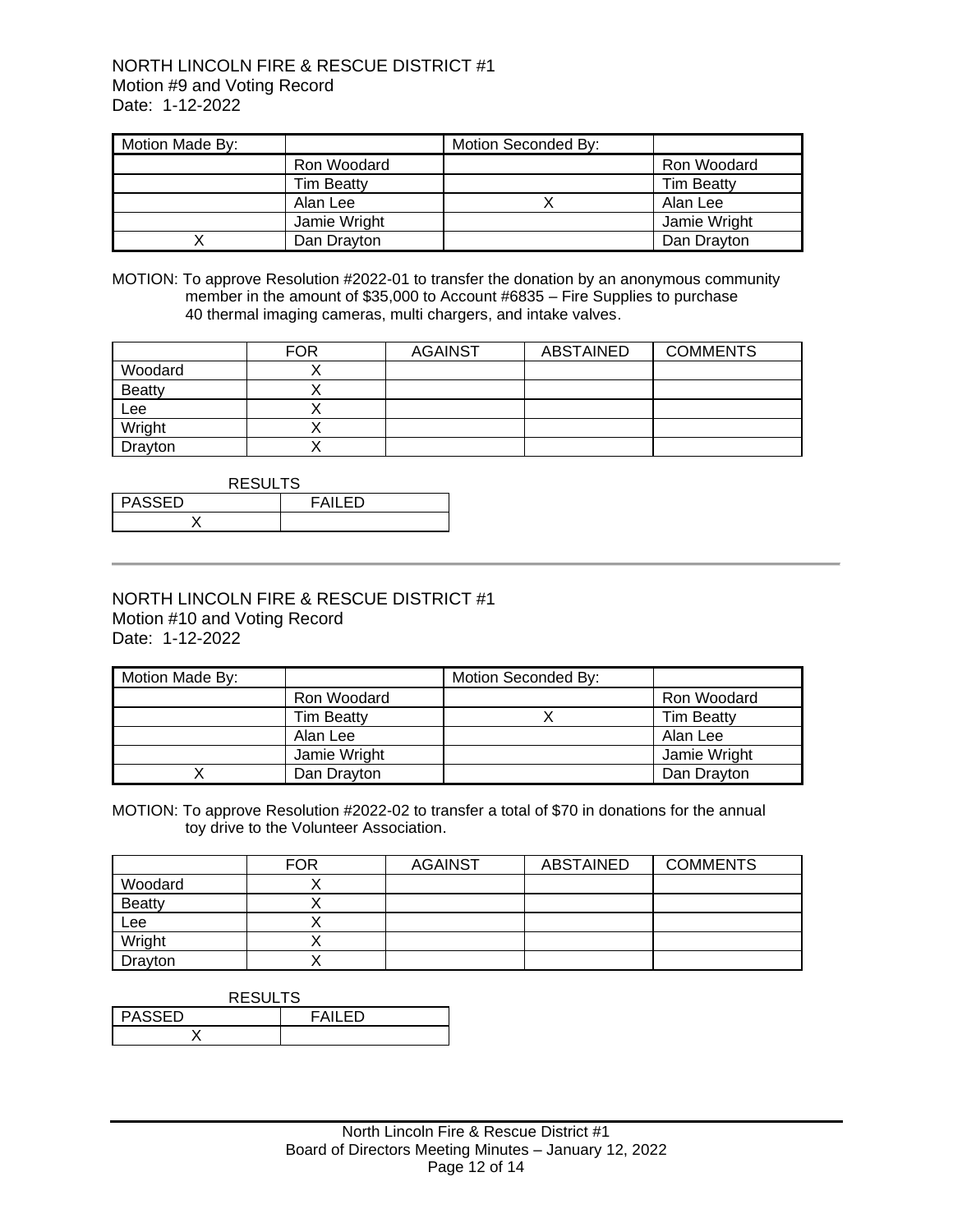NORTH LINCOLN FIRE & RESCUE DISTRICT #1
Motion #9 and Voting Record
Date: 1-12-2022

| Motion Made By: | | Motion Seconded By: | |
|---|---|---|---|
| | Ron Woodard | | Ron Woodard |
| | Tim Beatty | | Tim Beatty |
| | Alan Lee | X | Alan Lee |
| | Jamie Wright | | Jamie Wright |
| X | Dan Drayton | | Dan Drayton |

MOTION: To approve Resolution #2022-01 to transfer the donation by an anonymous community member in the amount of $35,000 to Account #6835 – Fire Supplies to purchase 40 thermal imaging cameras, multi chargers, and intake valves.

| | FOR | AGAINST | ABSTAINED | COMMENTS |
|---|---|---|---|---|
| Woodard | X | | | |
| Beatty | X | | | |
| Lee | X | | | |
| Wright | X | | | |
| Drayton | X | | | |

RESULTS

| PASSED | FAILED |
|---|---|
| X | |

---

NORTH LINCOLN FIRE & RESCUE DISTRICT #1
Motion #10 and Voting Record
Date: 1-12-2022

| Motion Made By: | | Motion Seconded By: | |
|---|---|---|---|
| | Ron Woodard | | Ron Woodard |
| | Tim Beatty | X | Tim Beatty |
| | Alan Lee | | Alan Lee |
| | Jamie Wright | | Jamie Wright |
| X | Dan Drayton | | Dan Drayton |

MOTION: To approve Resolution #2022-02 to transfer a total of $70 in donations for the annual toy drive to the Volunteer Association.

| | FOR | AGAINST | ABSTAINED | COMMENTS |
|---|---|---|---|---|
| Woodard | X | | | |
| Beatty | X | | | |
| Lee | X | | | |
| Wright | X | | | |
| Drayton | X | | | |

RESULTS

| PASSED | FAILED |
|---|---|
| X | |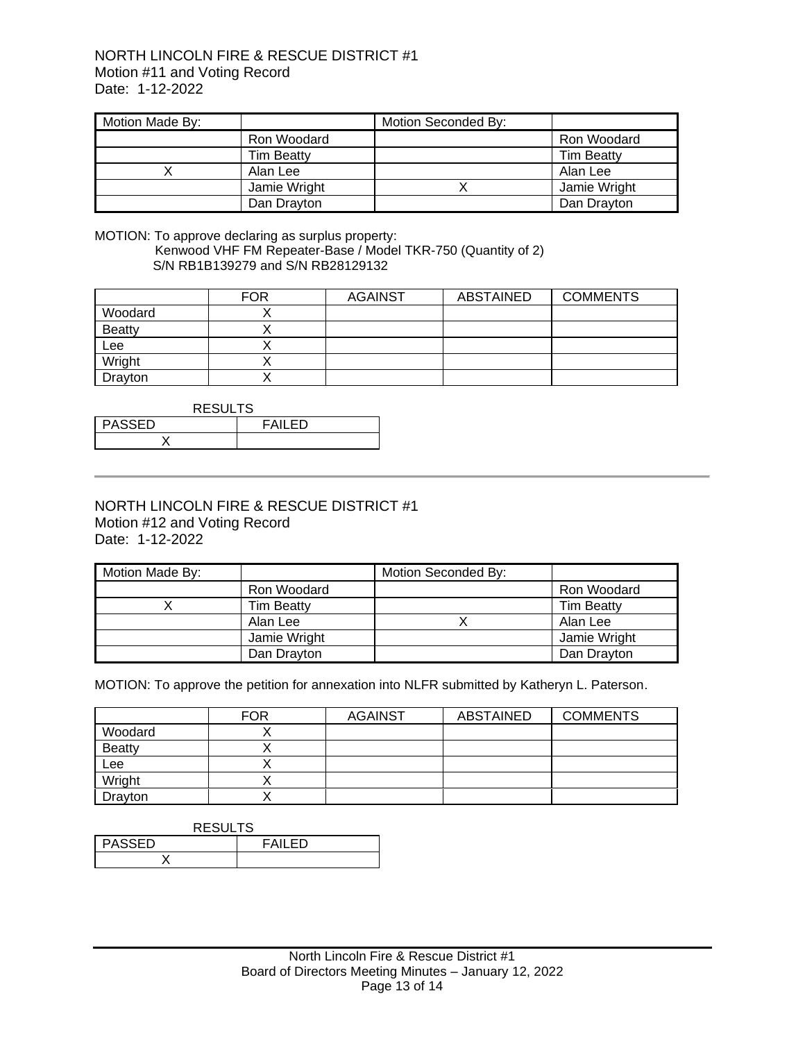NORTH LINCOLN FIRE & RESCUE DISTRICT #1
Motion #11 and Voting Record
Date: 1-12-2022

| Motion Made By: | | Motion Seconded By: | |
|---|---|---|---|
| | Ron Woodard | | Ron Woodard |
| | Tim Beatty | | Tim Beatty |
| X | Alan Lee | | Alan Lee |
| | Jamie Wright | X | Jamie Wright |
| | Dan Drayton | | Dan Drayton |

MOTION: To approve declaring as surplus property:
Kenwood VHF FM Repeater-Base / Model TKR-750 (Quantity of 2)
S/N RB1B139279 and S/N RB28129132

| | FOR | AGAINST | ABSTAINED | COMMENTS |
|---|---|---|---|---|
| Woodard | X | | | |
| Beatty | X | | | |
| Lee | X | | | |
| Wright | X | | | |
| Drayton | X | | | |

RESULTS

| PASSED | FAILED |
|---|---|
| X | |

---

NORTH LINCOLN FIRE & RESCUE DISTRICT #1
Motion #12 and Voting Record
Date: 1-12-2022

| Motion Made By: | | Motion Seconded By: | |
|---|---|---|---|
| | Ron Woodard | | Ron Woodard |
| X | Tim Beatty | | Tim Beatty |
| | Alan Lee | X | Alan Lee |
| | Jamie Wright | | Jamie Wright |
| | Dan Drayton | | Dan Drayton |

MOTION: To approve the petition for annexation into NLFR submitted by Katheryn L. Paterson.

| | FOR | AGAINST | ABSTAINED | COMMENTS |
|---|---|---|---|---|
| Woodard | X | | | |
| Beatty | X | | | |
| Lee | X | | | |
| Wright | X | | | |
| Drayton | X | | | |

RESULTS

| PASSED | FAILED |
|---|---|
| X | |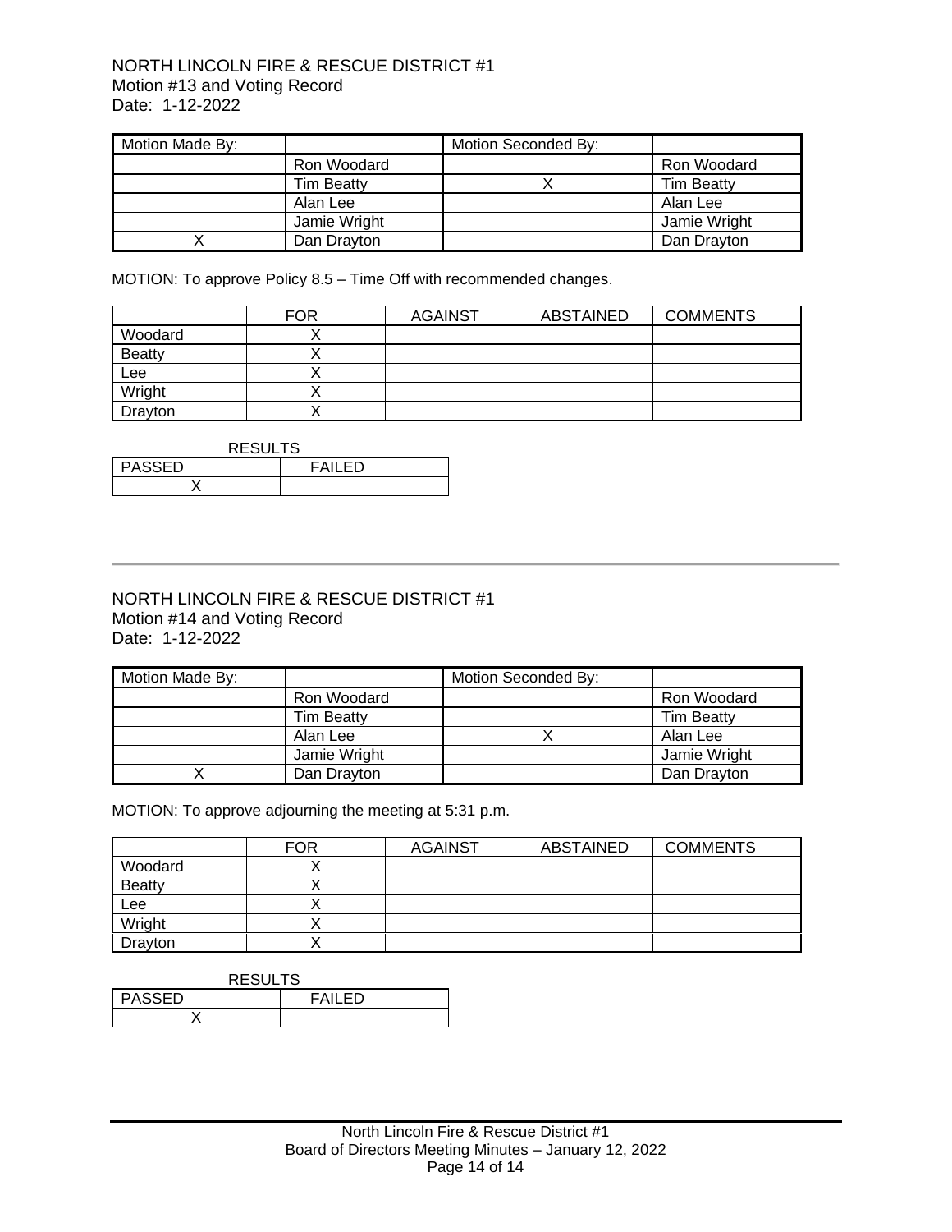NORTH LINCOLN FIRE & RESCUE DISTRICT #1
Motion #13 and Voting Record
Date: 1-12-2022

| Motion Made By: | | Motion Seconded By: | |
|---|---|---|---|
| | Ron Woodard | | Ron Woodard |
| | Tim Beatty | X | Tim Beatty |
| | Alan Lee | | Alan Lee |
| | Jamie Wright | | Jamie Wright |
| X | Dan Drayton | | Dan Drayton |

MOTION: To approve Policy 8.5 – Time Off with recommended changes.

| | FOR | AGAINST | ABSTAINED | COMMENTS |
|---|---|---|---|---|
| Woodard | X | | | |
| Beatty | X | | | |
| Lee | X | | | |
| Wright | X | | | |
| Drayton | X | | | |

RESULTS

| PASSED | FAILED |
|---|---|
| X | |

---

NORTH LINCOLN FIRE & RESCUE DISTRICT #1
Motion #14 and Voting Record
Date: 1-12-2022

| Motion Made By: | | Motion Seconded By: | |
|---|---|---|---|
| | Ron Woodard | | Ron Woodard |
| | Tim Beatty | | Tim Beatty |
| | Alan Lee | X | Alan Lee |
| | Jamie Wright | | Jamie Wright |
| X | Dan Drayton | | Dan Drayton |

MOTION: To approve adjourning the meeting at 5:31 p.m.

| | FOR | AGAINST | ABSTAINED | COMMENTS |
|---|---|---|---|---|
| Woodard | X | | | |
| Beatty | X | | | |
| Lee | X | | | |
| Wright | X | | | |
| Drayton | X | | | |

RESULTS

| PASSED | FAILED |
|---|---|
| X | |